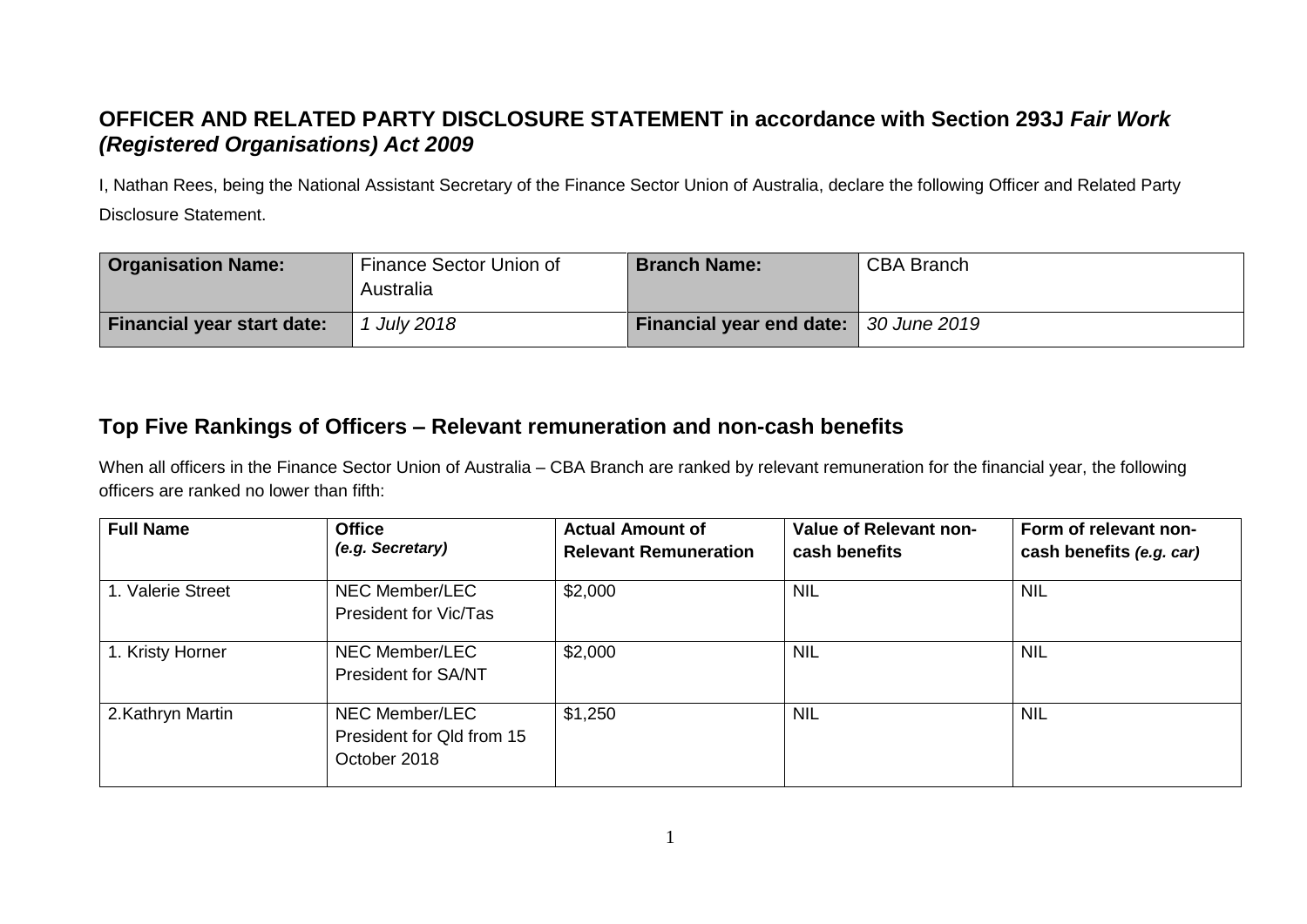## OFFICER AND RELATED PARTY DISCLOSURE STATEMENT in accordance with Section 293J *Fair Work (Registered Organisations) Act 2009*

I, Nathan Rees, being the National Assistant Secretary of the Finance Sector Union of Australia, declare the following Officer and Related Party Disclosure Statement.

| **Organisation Name:** | Finance Sector Union of Australia | **Branch Name:** | CBA Branch |
|---|---|---|---|
| **Financial year start date:** | *1 July 2018* | **Financial year end date:** | *30 June 2019* |

## Top Five Rankings of Officers – Relevant remuneration and non-cash benefits

When all officers in the Finance Sector Union of Australia – CBA Branch are ranked by relevant remuneration for the financial year, the following officers are ranked no lower than fifth:

| **Full Name** | **Office** *(e.g. Secretary)* | **Actual Amount of Relevant Remuneration** | **Value of Relevant non-cash benefits** | **Form of relevant non-cash benefits** *(e.g. car)* |
|---|---|---|---|---|
| 1. Valerie Street | NEC Member/LEC President for Vic/Tas | $2,000 | NIL | NIL |
| 1. Kristy Horner | NEC Member/LEC President for SA/NT | $2,000 | NIL | NIL |
| 2.Kathryn Martin | NEC Member/LEC President for Qld from 15 October 2018 | $1,250 | NIL | NIL |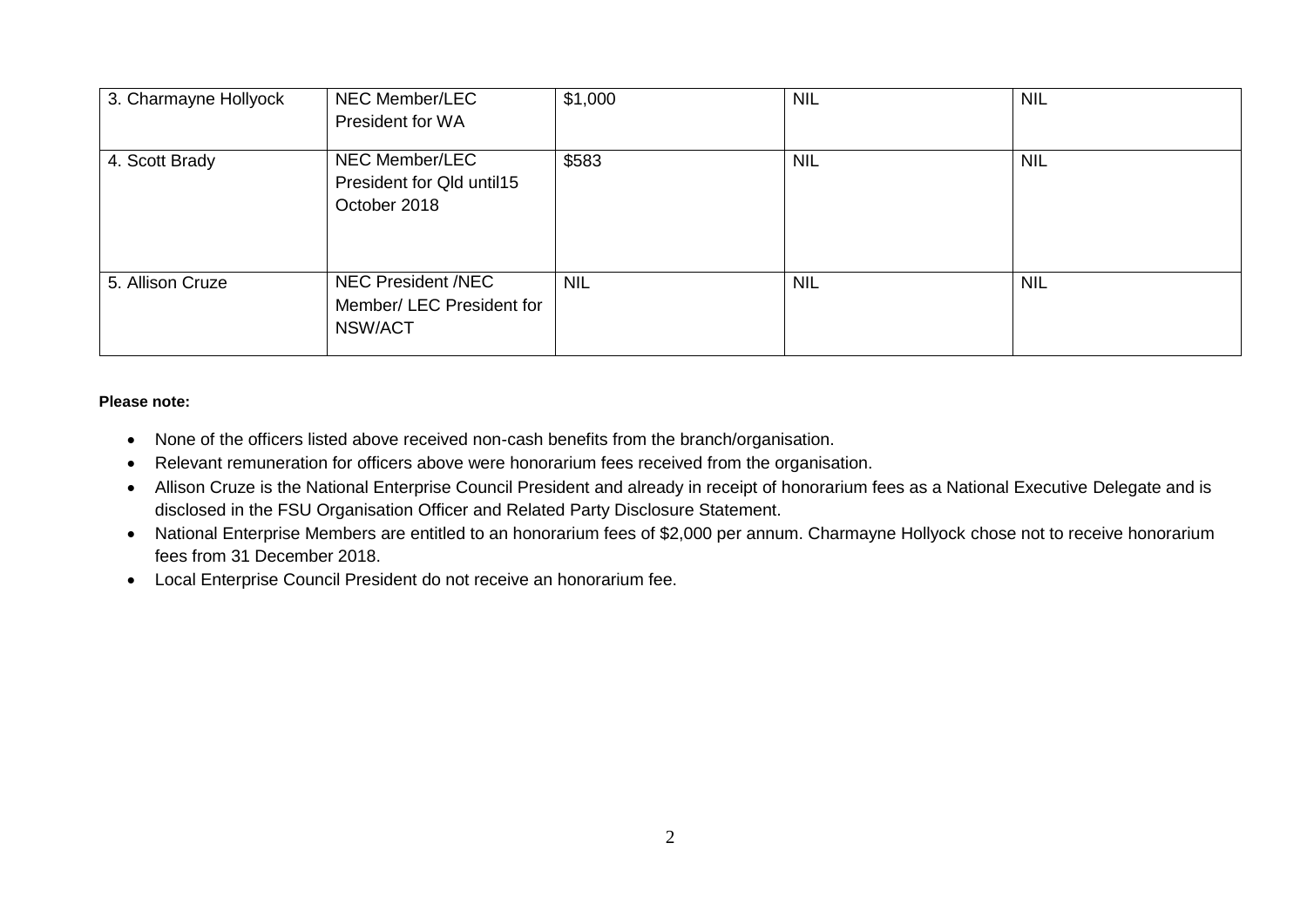| 3. Charmayne Hollyock | NEC Member/LEC President for WA | $1,000 | NIL | NIL |
|---|---|---|---|---|
| 4. Scott Brady | NEC Member/LEC President for Qld until15 October 2018 | $583 | NIL | NIL |
| 5. Allison Cruze | NEC President /NEC Member/ LEC President for NSW/ACT | NIL | NIL | NIL |

**Please note:**

- None of the officers listed above received non-cash benefits from the branch/organisation.
- Relevant remuneration for officers above were honorarium fees received from the organisation.
- Allison Cruze is the National Enterprise Council President and already in receipt of honorarium fees as a National Executive Delegate and is disclosed in the FSU Organisation Officer and Related Party Disclosure Statement.
- National Enterprise Members are entitled to an honorarium fees of $2,000 per annum. Charmayne Hollyock chose not to receive honorarium fees from 31 December 2018.
- Local Enterprise Council President do not receive an honorarium fee.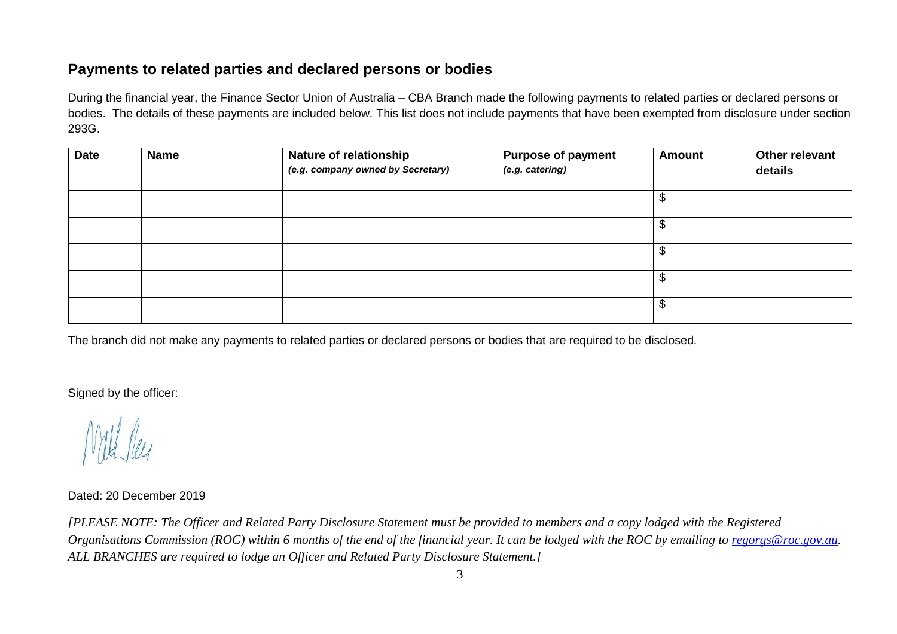## Payments to related parties and declared persons or bodies

During the financial year, the Finance Sector Union of Australia – CBA Branch made the following payments to related parties or declared persons or bodies. The details of these payments are included below. This list does not include payments that have been exempted from disclosure under section 293G.

| Date | Name | Nature of relationship *(e.g. company owned by Secretary)* | Purpose of payment *(e.g. catering)* | Amount | Other relevant details |
|---|---|---|---|---|---|
| | | | | $ | |
| | | | | $ | |
| | | | | $ | |
| | | | | $ | |
| | | | | $ | |

The branch did not make any payments to related parties or declared persons or bodies that are required to be disclosed.

Signed by the officer:

Dated: 20 December 2019

*[PLEASE NOTE: The Officer and Related Party Disclosure Statement must be provided to members and a copy lodged with the Registered Organisations Commission (ROC) within 6 months of the end of the financial year. It can be lodged with the ROC by emailing to [regorgs@roc.gov.au](mailto:regorgs@roc.gov.au). ALL BRANCHES are required to lodge an Officer and Related Party Disclosure Statement.]*